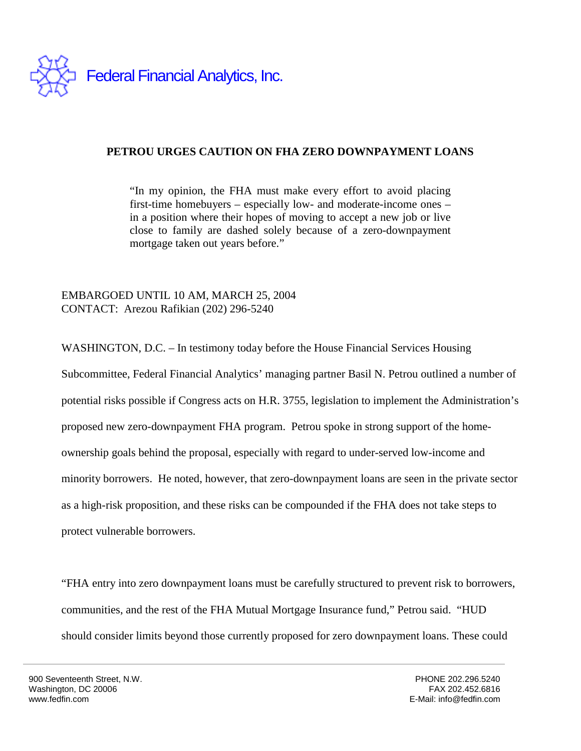Federal Financial Analytics, Inc.

**PETROU URGES CAUTION ON FHA ZERO DOWNPAYMENT LOANS**

> "In my opinion, the FHA must make every effort to avoid placing first-time homebuyers – especially low- and moderate-income ones – in a position where their hopes of moving to accept a new job or live close to family are dashed solely because of a zero-downpayment mortgage taken out years before."

EMBARGOED UNTIL 10 AM, MARCH 25, 2004
CONTACT: Arezou Rafikian (202) 296-5240

WASHINGTON, D.C. – In testimony today before the House Financial Services Housing Subcommittee, Federal Financial Analytics' managing partner Basil N. Petrou outlined a number of potential risks possible if Congress acts on H.R. 3755, legislation to implement the Administration's proposed new zero-downpayment FHA program. Petrou spoke in strong support of the home-ownership goals behind the proposal, especially with regard to under-served low-income and minority borrowers. He noted, however, that zero-downpayment loans are seen in the private sector as a high-risk proposition, and these risks can be compounded if the FHA does not take steps to protect vulnerable borrowers.

"FHA entry into zero downpayment loans must be carefully structured to prevent risk to borrowers, communities, and the rest of the FHA Mutual Mortgage Insurance fund," Petrou said. "HUD should consider limits beyond those currently proposed for zero downpayment loans. These could

900 Seventeenth Street, N.W.
Washington, DC 20006
www.fedfin.com

PHONE 202.296.5240
FAX 202.452.6816
E-Mail: info@fedfin.com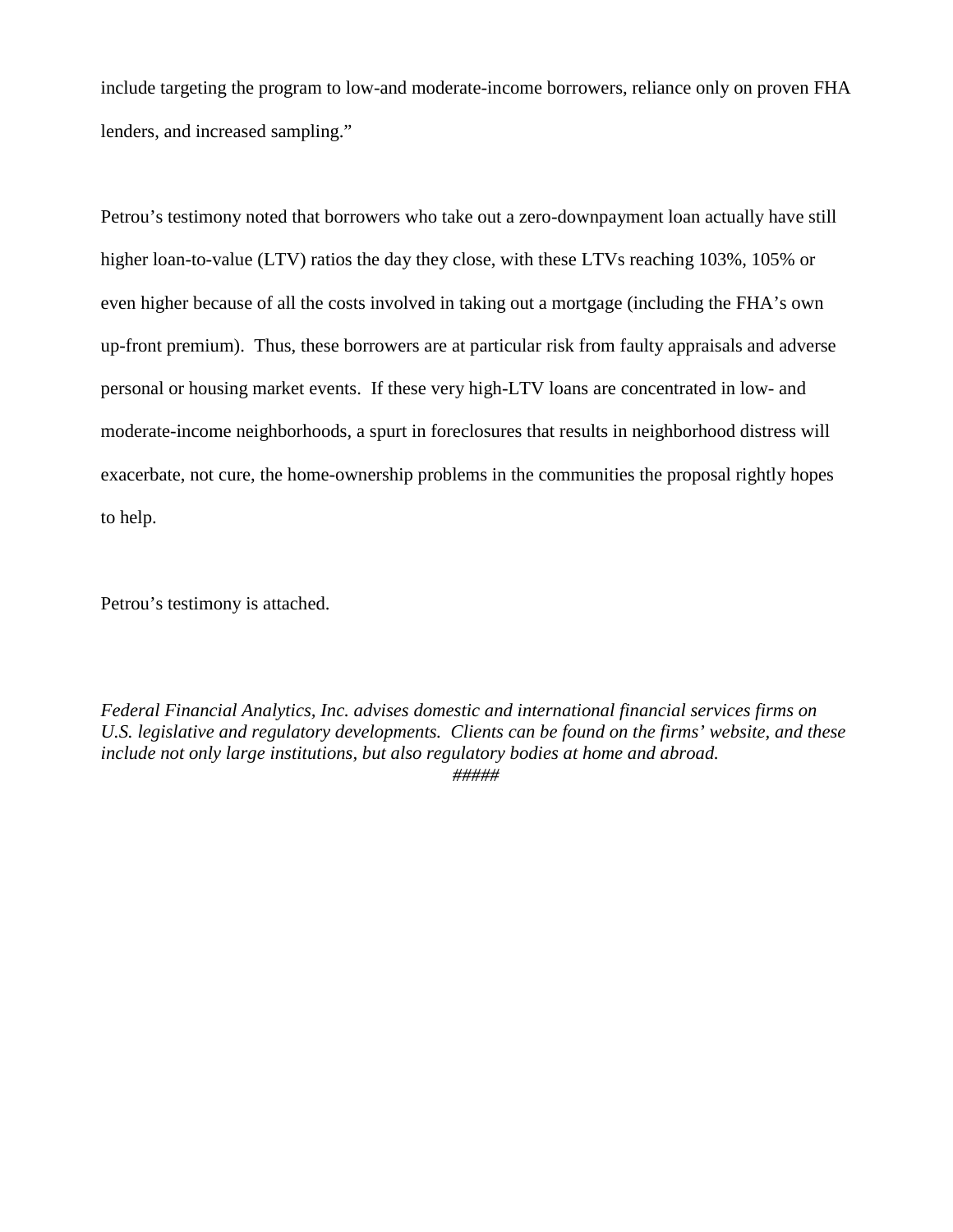include targeting the program to low-and moderate-income borrowers, reliance only on proven FHA lenders, and increased sampling."

Petrou's testimony noted that borrowers who take out a zero-downpayment loan actually have still higher loan-to-value (LTV) ratios the day they close, with these LTVs reaching 103%, 105% or even higher because of all the costs involved in taking out a mortgage (including the FHA's own up-front premium). Thus, these borrowers are at particular risk from faulty appraisals and adverse personal or housing market events. If these very high-LTV loans are concentrated in low- and moderate-income neighborhoods, a spurt in foreclosures that results in neighborhood distress will exacerbate, not cure, the home-ownership problems in the communities the proposal rightly hopes to help.

Petrou's testimony is attached.

*Federal Financial Analytics, Inc. advises domestic and international financial services firms on U.S. legislative and regulatory developments. Clients can be found on the firms' website, and these include not only large institutions, but also regulatory bodies at home and abroad.*

*#####*